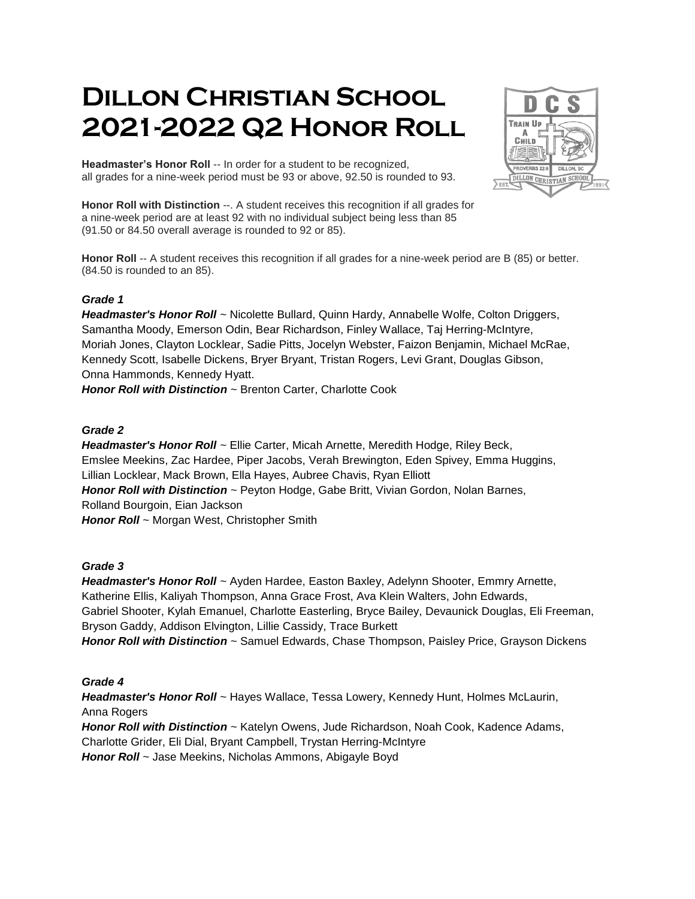# Dillon Christian School 2021-2022 Q2 Honor Roll

**Headmaster's Honor Roll** -- In order for a student to be recognized, all grades for a nine-week period must be 93 or above, 92.50 is rounded to 93.

**Honor Roll with Distinction** --. A student receives this recognition if all grades for a nine-week period are at least 92 with no individual subject being less than 85 (91.50 or 84.50 overall average is rounded to 92 or 85).

**Honor Roll** -- A student receives this recognition if all grades for a nine-week period are B (85) or better. (84.50 is rounded to an 85).

### *Grade 1*

***Headmaster's Honor Roll*** ~ Nicolette Bullard, Quinn Hardy, Annabelle Wolfe, Colton Driggers, Samantha Moody, Emerson Odin, Bear Richardson, Finley Wallace, Taj Herring-McIntyre, Moriah Jones, Clayton Locklear, Sadie Pitts, Jocelyn Webster, Faizon Benjamin, Michael McRae, Kennedy Scott, Isabelle Dickens, Bryer Bryant, Tristan Rogers, Levi Grant, Douglas Gibson, Onna Hammonds, Kennedy Hyatt.

***Honor Roll with Distinction*** ~ Brenton Carter, Charlotte Cook

### *Grade 2*

***Headmaster's Honor Roll*** ~ Ellie Carter, Micah Arnette, Meredith Hodge, Riley Beck, Emslee Meekins, Zac Hardee, Piper Jacobs, Verah Brewington, Eden Spivey, Emma Huggins, Lillian Locklear, Mack Brown, Ella Hayes, Aubree Chavis, Ryan Elliott

***Honor Roll with Distinction*** ~ Peyton Hodge, Gabe Britt, Vivian Gordon, Nolan Barnes, Rolland Bourgoin, Eian Jackson

***Honor Roll*** ~ Morgan West, Christopher Smith

### *Grade 3*

***Headmaster's Honor Roll*** ~ Ayden Hardee, Easton Baxley, Adelynn Shooter, Emmry Arnette, Katherine Ellis, Kaliyah Thompson, Anna Grace Frost, Ava Klein Walters, John Edwards, Gabriel Shooter, Kylah Emanuel, Charlotte Easterling, Bryce Bailey, Devaunick Douglas, Eli Freeman, Bryson Gaddy, Addison Elvington, Lillie Cassidy, Trace Burkett

***Honor Roll with Distinction*** ~ Samuel Edwards, Chase Thompson, Paisley Price, Grayson Dickens

### *Grade 4*

***Headmaster's Honor Roll*** ~ Hayes Wallace, Tessa Lowery, Kennedy Hunt, Holmes McLaurin, Anna Rogers

***Honor Roll with Distinction*** ~ Katelyn Owens, Jude Richardson, Noah Cook, Kadence Adams, Charlotte Grider, Eli Dial, Bryant Campbell, Trystan Herring-McIntyre

***Honor Roll*** ~ Jase Meekins, Nicholas Ammons, Abigayle Boyd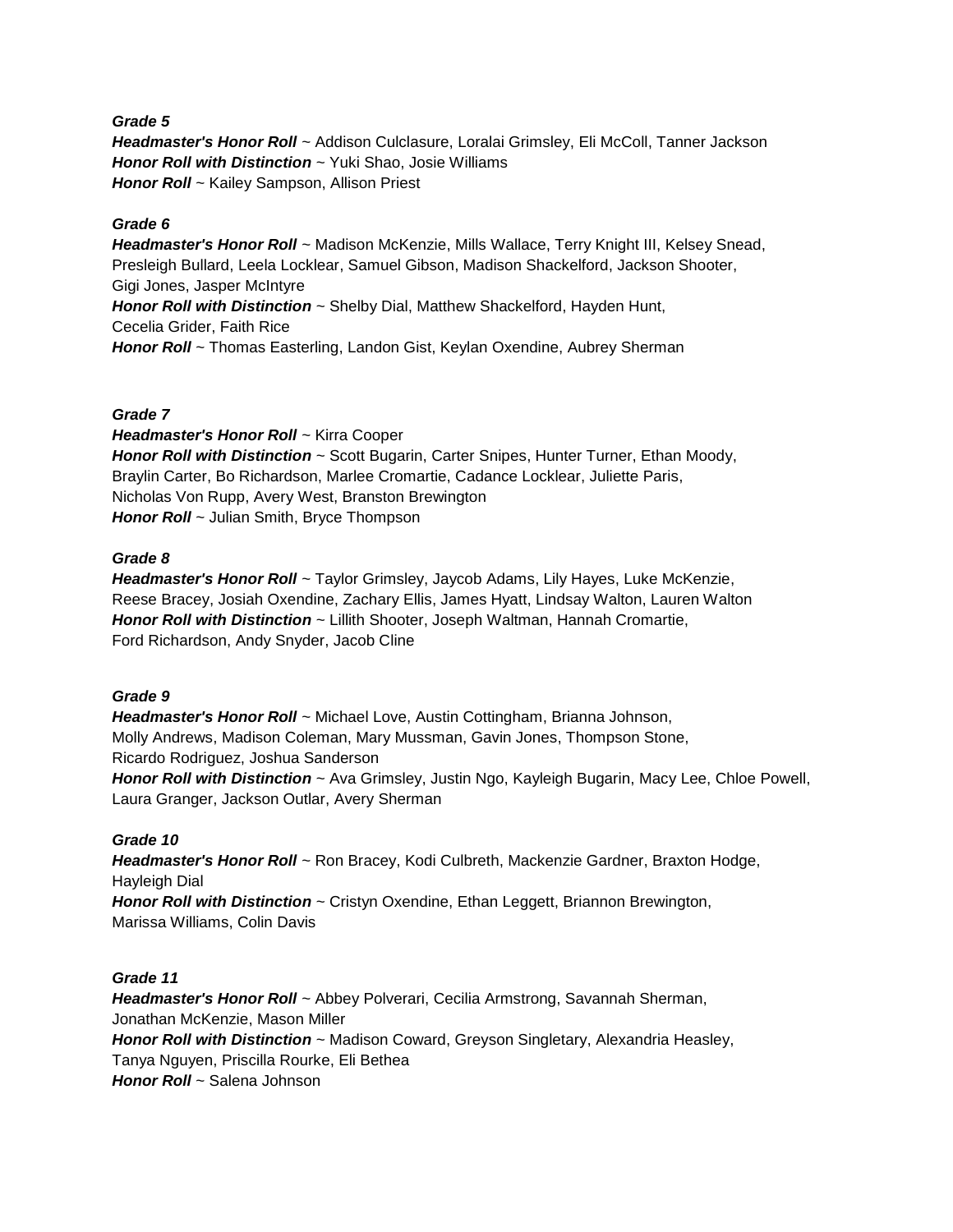***Grade 5***

***Headmaster's Honor Roll*** ~ Addison Culclasure, Loralai Grimsley, Eli McColl, Tanner Jackson
***Honor Roll with Distinction*** ~ Yuki Shao, Josie Williams
***Honor Roll*** ~ Kailey Sampson, Allison Priest

***Grade 6***

***Headmaster's Honor Roll*** ~ Madison McKenzie, Mills Wallace, Terry Knight III, Kelsey Snead, Presleigh Bullard, Leela Locklear, Samuel Gibson, Madison Shackelford, Jackson Shooter, Gigi Jones, Jasper McIntyre
***Honor Roll with Distinction*** ~ Shelby Dial, Matthew Shackelford, Hayden Hunt, Cecelia Grider, Faith Rice
***Honor Roll*** ~ Thomas Easterling, Landon Gist, Keylan Oxendine, Aubrey Sherman

***Grade 7***

***Headmaster's Honor Roll*** ~ Kirra Cooper
***Honor Roll with Distinction*** ~ Scott Bugarin, Carter Snipes, Hunter Turner, Ethan Moody, Braylin Carter, Bo Richardson, Marlee Cromartie, Cadance Locklear, Juliette Paris, Nicholas Von Rupp, Avery West, Branston Brewington
***Honor Roll*** ~ Julian Smith, Bryce Thompson

***Grade 8***

***Headmaster's Honor Roll*** ~ Taylor Grimsley, Jaycob Adams, Lily Hayes, Luke McKenzie, Reese Bracey, Josiah Oxendine, Zachary Ellis, James Hyatt, Lindsay Walton, Lauren Walton
***Honor Roll with Distinction*** ~ Lillith Shooter, Joseph Waltman, Hannah Cromartie, Ford Richardson, Andy Snyder, Jacob Cline

***Grade 9***

***Headmaster's Honor Roll*** ~ Michael Love, Austin Cottingham, Brianna Johnson, Molly Andrews, Madison Coleman, Mary Mussman, Gavin Jones, Thompson Stone, Ricardo Rodriguez, Joshua Sanderson
***Honor Roll with Distinction*** ~ Ava Grimsley, Justin Ngo, Kayleigh Bugarin, Macy Lee, Chloe Powell, Laura Granger, Jackson Outlar, Avery Sherman

***Grade 10***

***Headmaster's Honor Roll*** ~ Ron Bracey, Kodi Culbreth, Mackenzie Gardner, Braxton Hodge, Hayleigh Dial
***Honor Roll with Distinction*** ~ Cristyn Oxendine, Ethan Leggett, Briannon Brewington, Marissa Williams, Colin Davis

***Grade 11***

***Headmaster's Honor Roll*** ~ Abbey Polverari, Cecilia Armstrong, Savannah Sherman, Jonathan McKenzie, Mason Miller
***Honor Roll with Distinction*** ~ Madison Coward, Greyson Singletary, Alexandria Heasley, Tanya Nguyen, Priscilla Rourke, Eli Bethea
***Honor Roll*** ~ Salena Johnson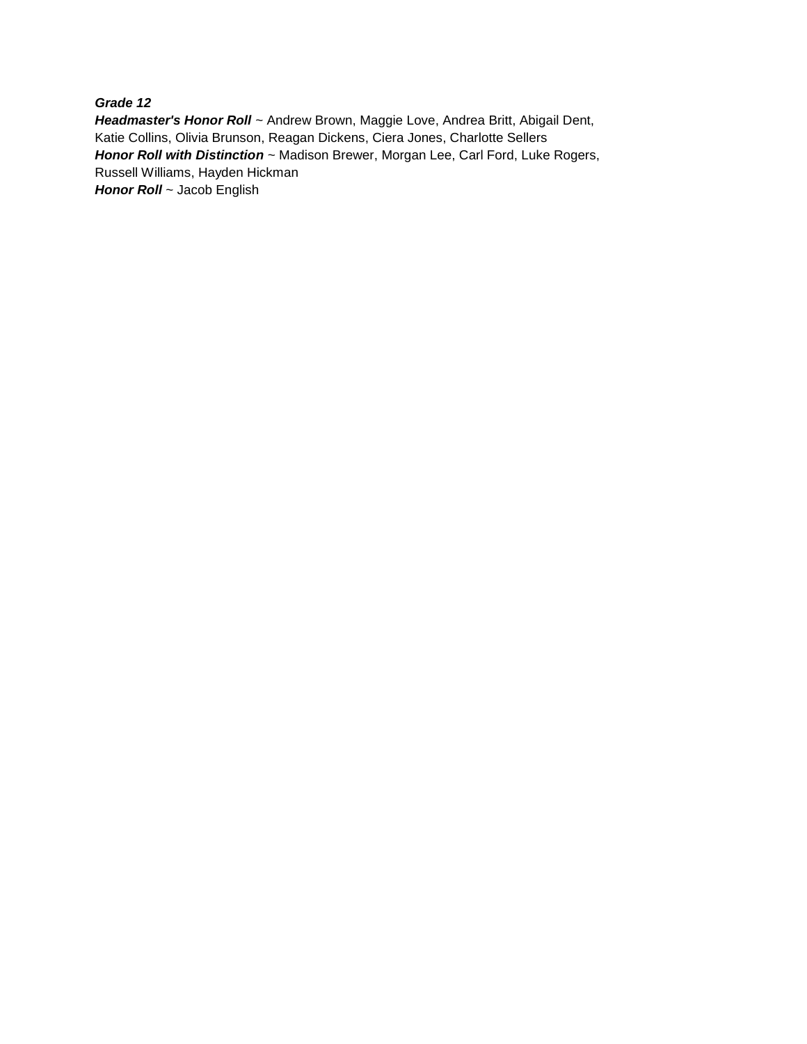***Grade 12***

***Headmaster's Honor Roll*** ~ Andrew Brown, Maggie Love, Andrea Britt, Abigail Dent, Katie Collins, Olivia Brunson, Reagan Dickens, Ciera Jones, Charlotte Sellers

***Honor Roll with Distinction*** ~ Madison Brewer, Morgan Lee, Carl Ford, Luke Rogers, Russell Williams, Hayden Hickman

***Honor Roll*** ~ Jacob English